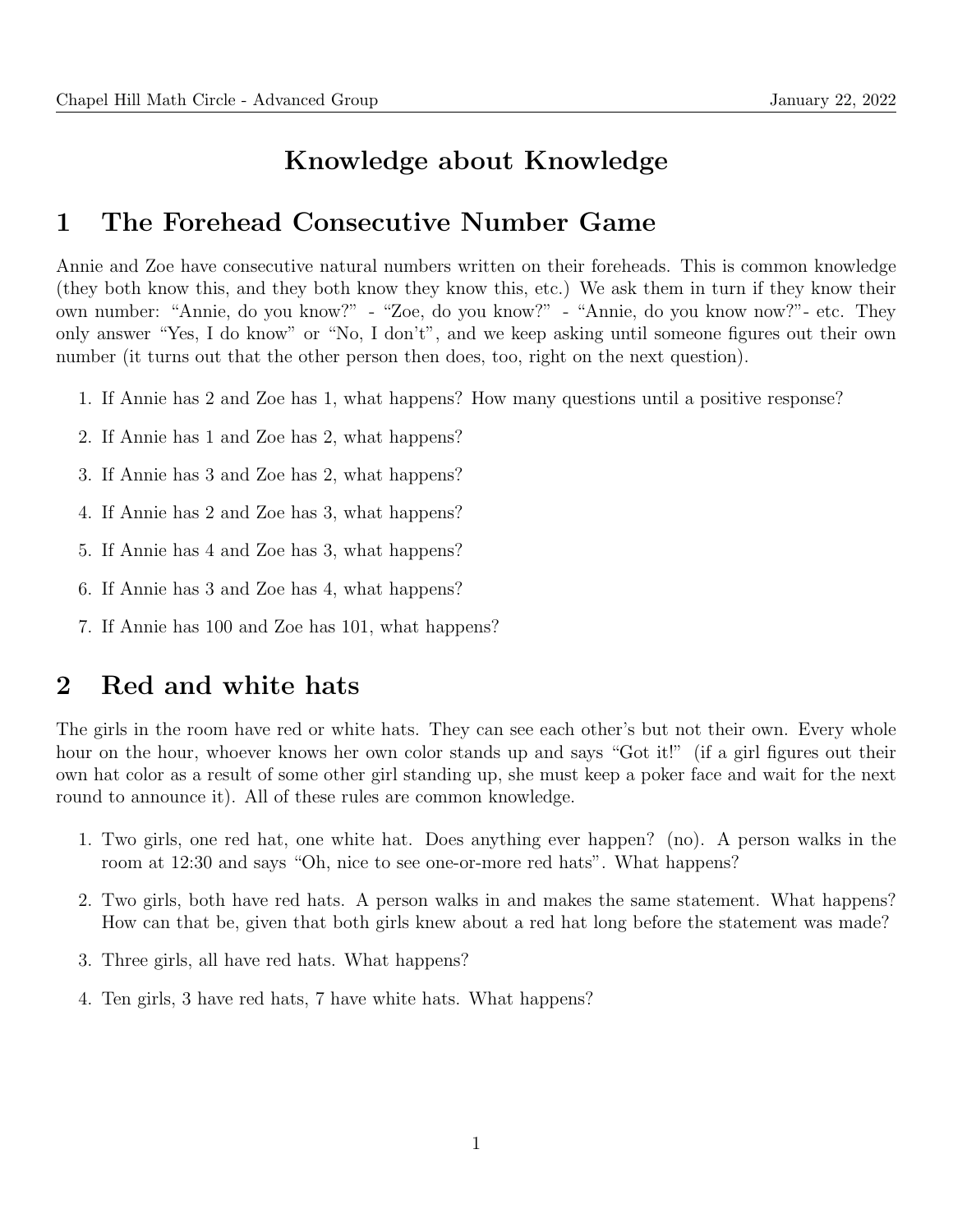# Knowledge about Knowledge

## 1 The Forehead Consecutive Number Game

Annie and Zoe have consecutive natural numbers written on their foreheads. This is common knowledge (they both know this, and they both know they know this, etc.) We ask them in turn if they know their own number: "Annie, do you know?" - "Zoe, do you know?" - "Annie, do you know now?"- etc. They only answer "Yes, I do know" or "No, I don't", and we keep asking until someone figures out their own number (it turns out that the other person then does, too, right on the next question).

1. If Annie has 2 and Zoe has 1, what happens? How many questions until a positive response?
2. If Annie has 1 and Zoe has 2, what happens?
3. If Annie has 3 and Zoe has 2, what happens?
4. If Annie has 2 and Zoe has 3, what happens?
5. If Annie has 4 and Zoe has 3, what happens?
6. If Annie has 3 and Zoe has 4, what happens?
7. If Annie has 100 and Zoe has 101, what happens?

## 2 Red and white hats

The girls in the room have red or white hats. They can see each other's but not their own. Every whole hour on the hour, whoever knows her own color stands up and says "Got it!" (if a girl figures out their own hat color as a result of some other girl standing up, she must keep a poker face and wait for the next round to announce it). All of these rules are common knowledge.

1. Two girls, one red hat, one white hat. Does anything ever happen? (no). A person walks in the room at 12:30 and says "Oh, nice to see one-or-more red hats". What happens?
2. Two girls, both have red hats. A person walks in and makes the same statement. What happens? How can that be, given that both girls knew about a red hat long before the statement was made?
3. Three girls, all have red hats. What happens?
4. Ten girls, 3 have red hats, 7 have white hats. What happens?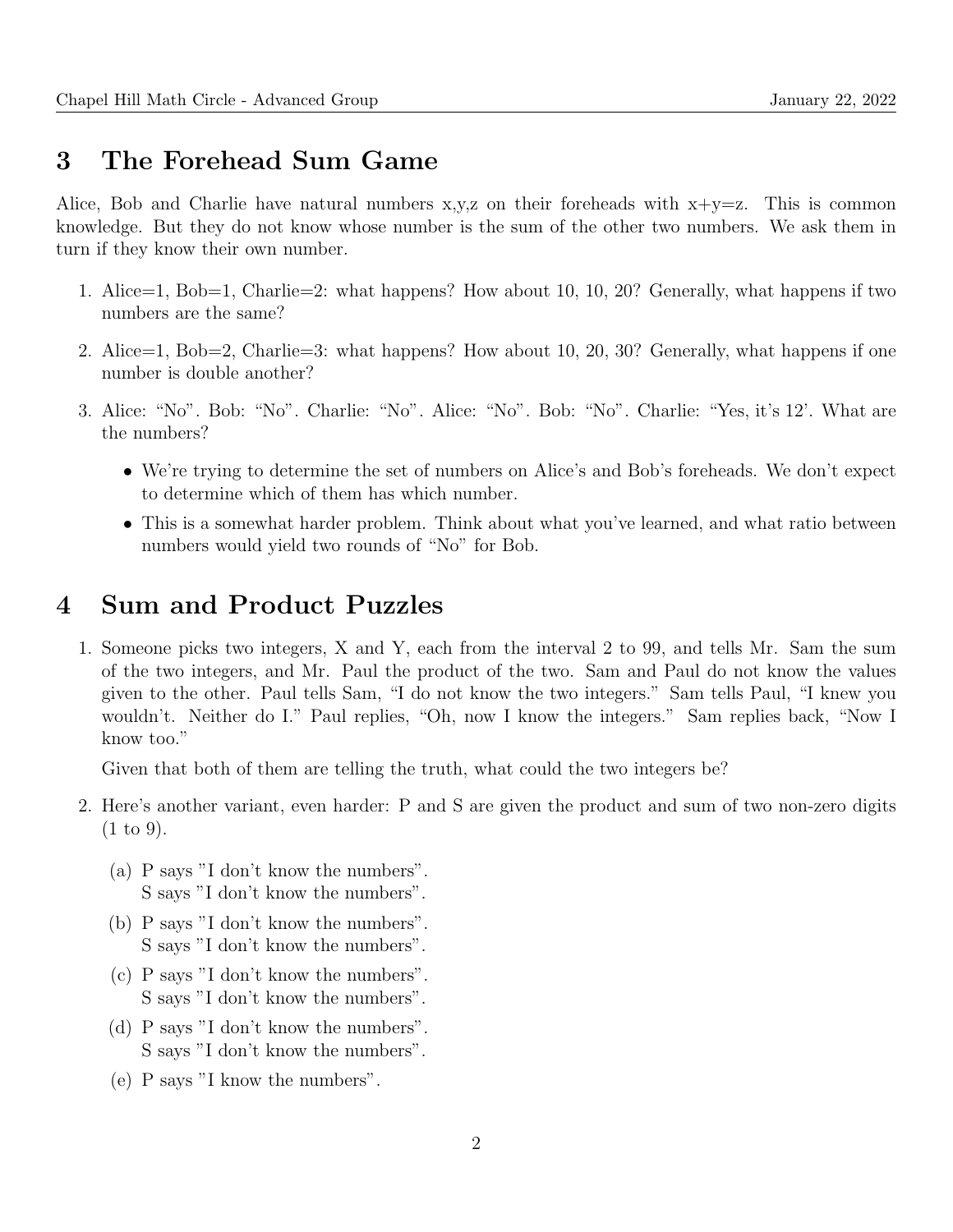## 3 The Forehead Sum Game

Alice, Bob and Charlie have natural numbers x,y,z on their foreheads with x+y=z. This is common knowledge. But they do not know whose number is the sum of the other two numbers. We ask them in turn if they know their own number.

1. Alice=1, Bob=1, Charlie=2: what happens? How about 10, 10, 20? Generally, what happens if two numbers are the same?
2. Alice=1, Bob=2, Charlie=3: what happens? How about 10, 20, 30? Generally, what happens if one number is double another?
3. Alice: "No". Bob: "No". Charlie: "No". Alice: "No". Bob: "No". Charlie: "Yes, it's 12'. What are the numbers?
   - We're trying to determine the set of numbers on Alice's and Bob's foreheads. We don't expect to determine which of them has which number.
   - This is a somewhat harder problem. Think about what you've learned, and what ratio between numbers would yield two rounds of "No" for Bob.

## 4 Sum and Product Puzzles

1. Someone picks two integers, X and Y, each from the interval 2 to 99, and tells Mr. Sam the sum of the two integers, and Mr. Paul the product of the two. Sam and Paul do not know the values given to the other. Paul tells Sam, "I do not know the two integers." Sam tells Paul, "I knew you wouldn't. Neither do I." Paul replies, "Oh, now I know the integers." Sam replies back, "Now I know too."

   Given that both of them are telling the truth, what could the two integers be?

2. Here's another variant, even harder: P and S are given the product and sum of two non-zero digits (1 to 9).

   (a) P says "I don't know the numbers".
   S says "I don't know the numbers".

   (b) P says "I don't know the numbers".
   S says "I don't know the numbers".

   (c) P says "I don't know the numbers".
   S says "I don't know the numbers".

   (d) P says "I don't know the numbers".
   S says "I don't know the numbers".

   (e) P says "I know the numbers".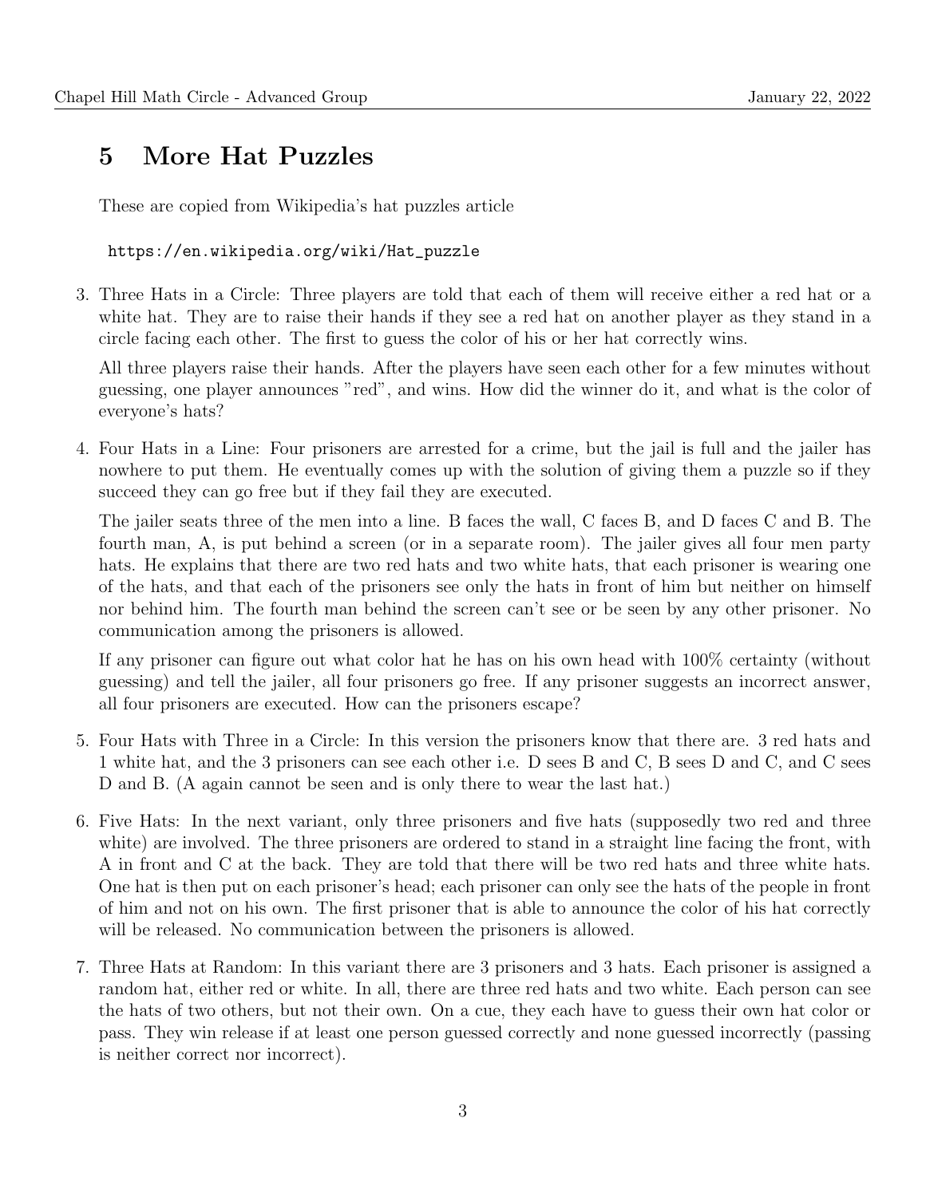## 5 More Hat Puzzles

These are copied from Wikipedia's hat puzzles article

https://en.wikipedia.org/wiki/Hat_puzzle

3. Three Hats in a Circle: Three players are told that each of them will receive either a red hat or a white hat. They are to raise their hands if they see a red hat on another player as they stand in a circle facing each other. The first to guess the color of his or her hat correctly wins.

   All three players raise their hands. After the players have seen each other for a few minutes without guessing, one player announces "red", and wins. How did the winner do it, and what is the color of everyone's hats?

4. Four Hats in a Line: Four prisoners are arrested for a crime, but the jail is full and the jailer has nowhere to put them. He eventually comes up with the solution of giving them a puzzle so if they succeed they can go free but if they fail they are executed.

   The jailer seats three of the men into a line. B faces the wall, C faces B, and D faces C and B. The fourth man, A, is put behind a screen (or in a separate room). The jailer gives all four men party hats. He explains that there are two red hats and two white hats, that each prisoner is wearing one of the hats, and that each of the prisoners see only the hats in front of him but neither on himself nor behind him. The fourth man behind the screen can't see or be seen by any other prisoner. No communication among the prisoners is allowed.

   If any prisoner can figure out what color hat he has on his own head with 100% certainty (without guessing) and tell the jailer, all four prisoners go free. If any prisoner suggests an incorrect answer, all four prisoners are executed. How can the prisoners escape?

5. Four Hats with Three in a Circle: In this version the prisoners know that there are. 3 red hats and 1 white hat, and the 3 prisoners can see each other i.e. D sees B and C, B sees D and C, and C sees D and B. (A again cannot be seen and is only there to wear the last hat.)

6. Five Hats: In the next variant, only three prisoners and five hats (supposedly two red and three white) are involved. The three prisoners are ordered to stand in a straight line facing the front, with A in front and C at the back. They are told that there will be two red hats and three white hats. One hat is then put on each prisoner's head; each prisoner can only see the hats of the people in front of him and not on his own. The first prisoner that is able to announce the color of his hat correctly will be released. No communication between the prisoners is allowed.

7. Three Hats at Random: In this variant there are 3 prisoners and 3 hats. Each prisoner is assigned a random hat, either red or white. In all, there are three red hats and two white. Each person can see the hats of two others, but not their own. On a cue, they each have to guess their own hat color or pass. They win release if at least one person guessed correctly and none guessed incorrectly (passing is neither correct nor incorrect).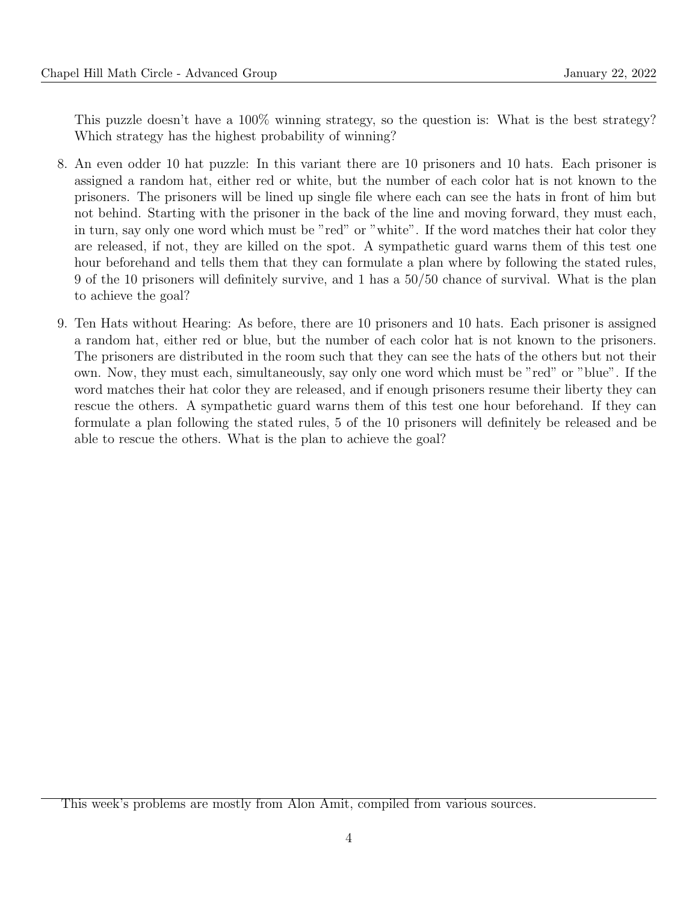This puzzle doesn't have a 100% winning strategy, so the question is: What is the best strategy? Which strategy has the highest probability of winning?

8. An even odder 10 hat puzzle: In this variant there are 10 prisoners and 10 hats. Each prisoner is assigned a random hat, either red or white, but the number of each color hat is not known to the prisoners. The prisoners will be lined up single file where each can see the hats in front of him but not behind. Starting with the prisoner in the back of the line and moving forward, they must each, in turn, say only one word which must be "red" or "white". If the word matches their hat color they are released, if not, they are killed on the spot. A sympathetic guard warns them of this test one hour beforehand and tells them that they can formulate a plan where by following the stated rules, 9 of the 10 prisoners will definitely survive, and 1 has a 50/50 chance of survival. What is the plan to achieve the goal?

9. Ten Hats without Hearing: As before, there are 10 prisoners and 10 hats. Each prisoner is assigned a random hat, either red or blue, but the number of each color hat is not known to the prisoners. The prisoners are distributed in the room such that they can see the hats of the others but not their own. Now, they must each, simultaneously, say only one word which must be "red" or "blue". If the word matches their hat color they are released, and if enough prisoners resume their liberty they can rescue the others. A sympathetic guard warns them of this test one hour beforehand. If they can formulate a plan following the stated rules, 5 of the 10 prisoners will definitely be released and be able to rescue the others. What is the plan to achieve the goal?

This week's problems are mostly from Alon Amit, compiled from various sources.